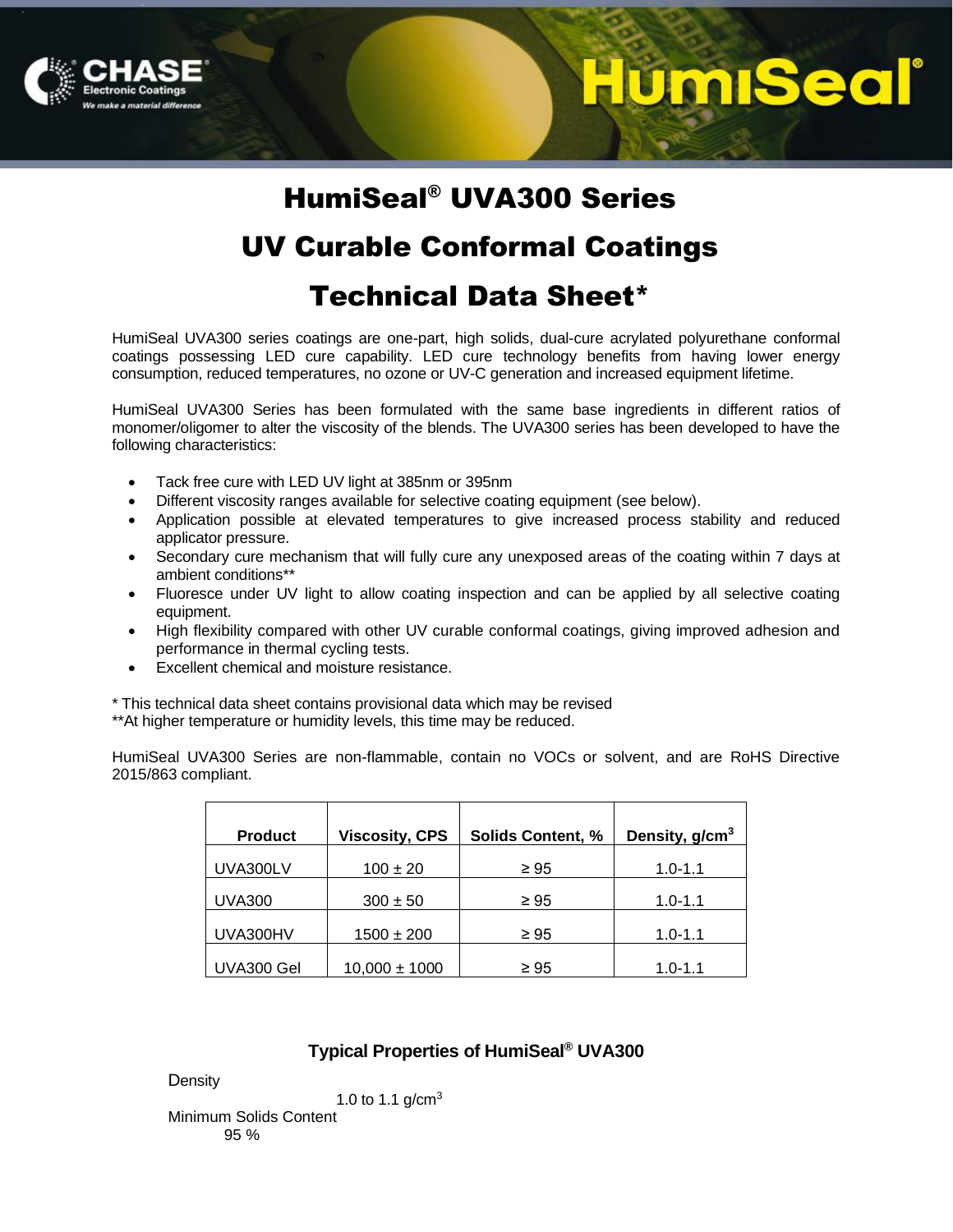# HumiSeal® UVA300 Series

# UV Curable Conformal Coatings

# Technical Data Sheet*

HumiSeal UVA300 series coatings are one-part, high solids, dual-cure acrylated polyurethane conformal coatings possessing LED cure capability. LED cure technology benefits from having lower energy consumption, reduced temperatures, no ozone or UV-C generation and increased equipment lifetime.

HumiSeal UVA300 Series has been formulated with the same base ingredients in different ratios of monomer/oligomer to alter the viscosity of the blends. The UVA300 series has been developed to have the following characteristics:

- Tack free cure with LED UV light at 385nm or 395nm
- Different viscosity ranges available for selective coating equipment (see below).
- Application possible at elevated temperatures to give increased process stability and reduced applicator pressure.
- Secondary cure mechanism that will fully cure any unexposed areas of the coating within 7 days at ambient conditions**
- Fluoresce under UV light to allow coating inspection and can be applied by all selective coating equipment.
- High flexibility compared with other UV curable conformal coatings, giving improved adhesion and performance in thermal cycling tests.
- Excellent chemical and moisture resistance.

* This technical data sheet contains provisional data which may be revised
**At higher temperature or humidity levels, this time may be reduced.

HumiSeal UVA300 Series are non-flammable, contain no VOCs or solvent, and are RoHS Directive 2015/863 compliant.

| Product | Viscosity, CPS | Solids Content, % | Density, g/cm³ |
|---|---|---|---|
| UVA300LV | 100 ± 20 | ≥ 95 | 1.0-1.1 |
| UVA300 | 300 ± 50 | ≥ 95 | 1.0-1.1 |
| UVA300HV | 1500 ± 200 | ≥ 95 | 1.0-1.1 |
| UVA300 Gel | 10,000 ± 1000 | ≥ 95 | 1.0-1.1 |

### Typical Properties of HumiSeal® UVA300

| | |
|---|---|
| Density | 1.0 to 1.1 g/cm³ |
| Minimum Solids Content | 95 % |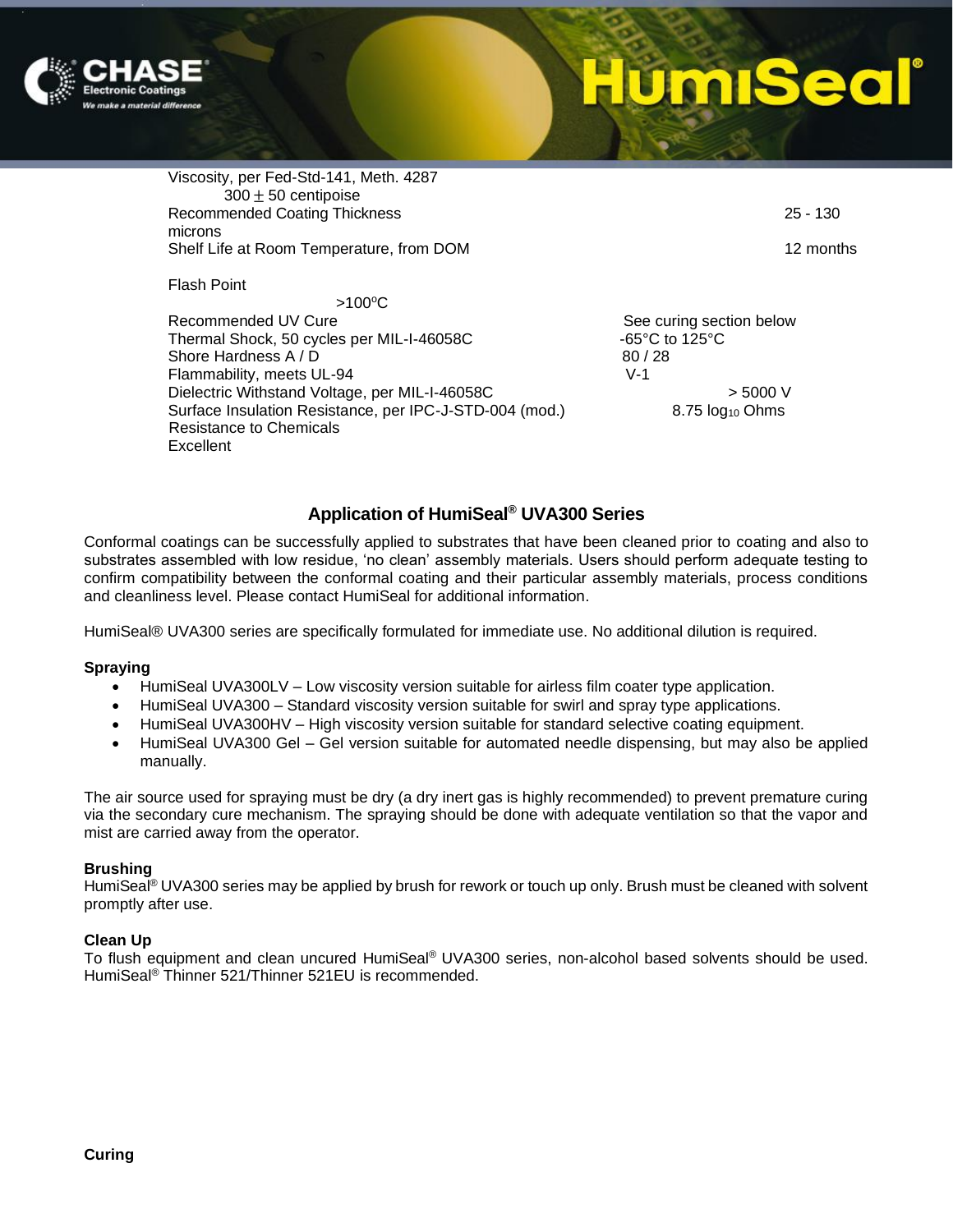| Property | Value |
| --- | --- |
| Viscosity, per Fed-Std-141, Meth. 4287 | 300 $\pm$ 50 centipoise |
| Recommended Coating Thickness | 25 - 130 microns |
| Shelf Life at Room Temperature, from DOM | 12 months |
| Flash Point | >100°C |
| Recommended UV Cure | See curing section below |
| Thermal Shock, 50 cycles per MIL-I-46058C | -65°C to 125°C |
| Shore Hardness A / D | 80 / 28 |
| Flammability, meets UL-94 | V-1 |
| Dielectric Withstand Voltage, per MIL-I-46058C | > 5000 V |
| Surface Insulation Resistance, per IPC-J-STD-004 (mod.) | 8.75 $\log_{10}$ Ohms |
| Resistance to Chemicals | Excellent |

## Application of HumiSeal® UVA300 Series

Conformal coatings can be successfully applied to substrates that have been cleaned prior to coating and also to substrates assembled with low residue, 'no clean' assembly materials. Users should perform adequate testing to confirm compatibility between the conformal coating and their particular assembly materials, process conditions and cleanliness level. Please contact HumiSeal for additional information.

HumiSeal® UVA300 series are specifically formulated for immediate use. No additional dilution is required.

**Spraying**

- HumiSeal UVA300LV – Low viscosity version suitable for airless film coater type application.
- HumiSeal UVA300 – Standard viscosity version suitable for swirl and spray type applications.
- HumiSeal UVA300HV – High viscosity version suitable for standard selective coating equipment.
- HumiSeal UVA300 Gel – Gel version suitable for automated needle dispensing, but may also be applied manually.

The air source used for spraying must be dry (a dry inert gas is highly recommended) to prevent premature curing via the secondary cure mechanism. The spraying should be done with adequate ventilation so that the vapor and mist are carried away from the operator.

**Brushing**

HumiSeal® UVA300 series may be applied by brush for rework or touch up only. Brush must be cleaned with solvent promptly after use.

**Clean Up**

To flush equipment and clean uncured HumiSeal® UVA300 series, non-alcohol based solvents should be used. HumiSeal® Thinner 521/Thinner 521EU is recommended.

**Curing**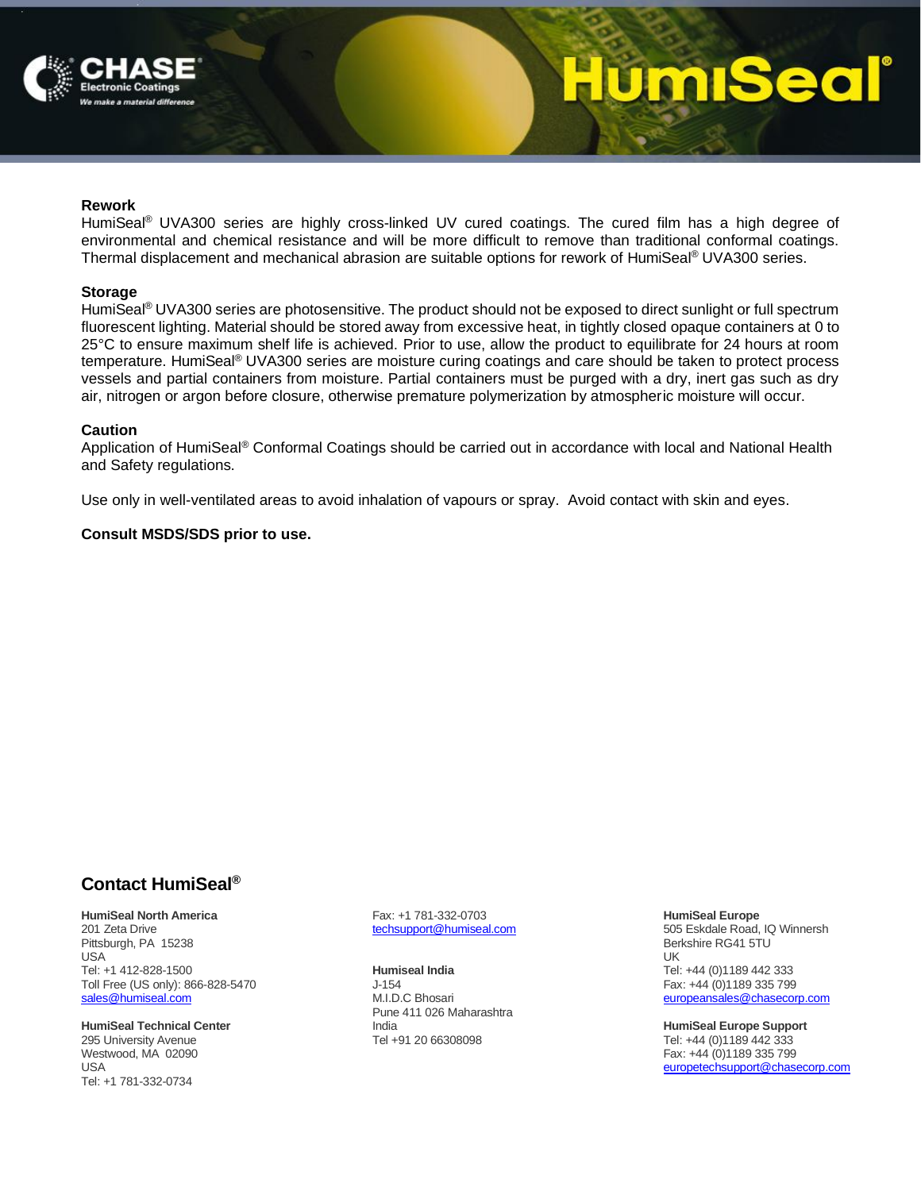## Rework

HumiSeal® UVA300 series are highly cross-linked UV cured coatings. The cured film has a high degree of environmental and chemical resistance and will be more difficult to remove than traditional conformal coatings. Thermal displacement and mechanical abrasion are suitable options for rework of HumiSeal® UVA300 series.

## Storage

HumiSeal® UVA300 series are photosensitive. The product should not be exposed to direct sunlight or full spectrum fluorescent lighting. Material should be stored away from excessive heat, in tightly closed opaque containers at 0 to 25°C to ensure maximum shelf life is achieved. Prior to use, allow the product to equilibrate for 24 hours at room temperature. HumiSeal® UVA300 series are moisture curing coatings and care should be taken to protect process vessels and partial containers from moisture. Partial containers must be purged with a dry, inert gas such as dry air, nitrogen or argon before closure, otherwise premature polymerization by atmospheric moisture will occur.

## Caution

Application of HumiSeal® Conformal Coatings should be carried out in accordance with local and National Health and Safety regulations.

Use only in well-ventilated areas to avoid inhalation of vapours or spray. Avoid contact with skin and eyes.

**Consult MSDS/SDS prior to use.**

## Contact HumiSeal®

**HumiSeal North America**
201 Zeta Drive
Pittsburgh, PA 15238
USA
Tel: +1 412-828-1500
Toll Free (US only): 866-828-5470
sales@humiseal.com

**HumiSeal Technical Center**
295 University Avenue
Westwood, MA 02090
USA
Tel: +1 781-332-0734
Fax: +1 781-332-0703
techsupport@humiseal.com

**Humiseal India**
J-154
M.I.D.C Bhosari
Pune 411 026 Maharashtra
India
Tel +91 20 66308098

**HumiSeal Europe**
505 Eskdale Road, IQ Winnersh
Berkshire RG41 5TU
UK
Tel: +44 (0)1189 442 333
Fax: +44 (0)1189 335 799
europeansales@chasecorp.com

**HumiSeal Europe Support**
Tel: +44 (0)1189 442 333
Fax: +44 (0)1189 335 799
europetechsupport@chasecorp.com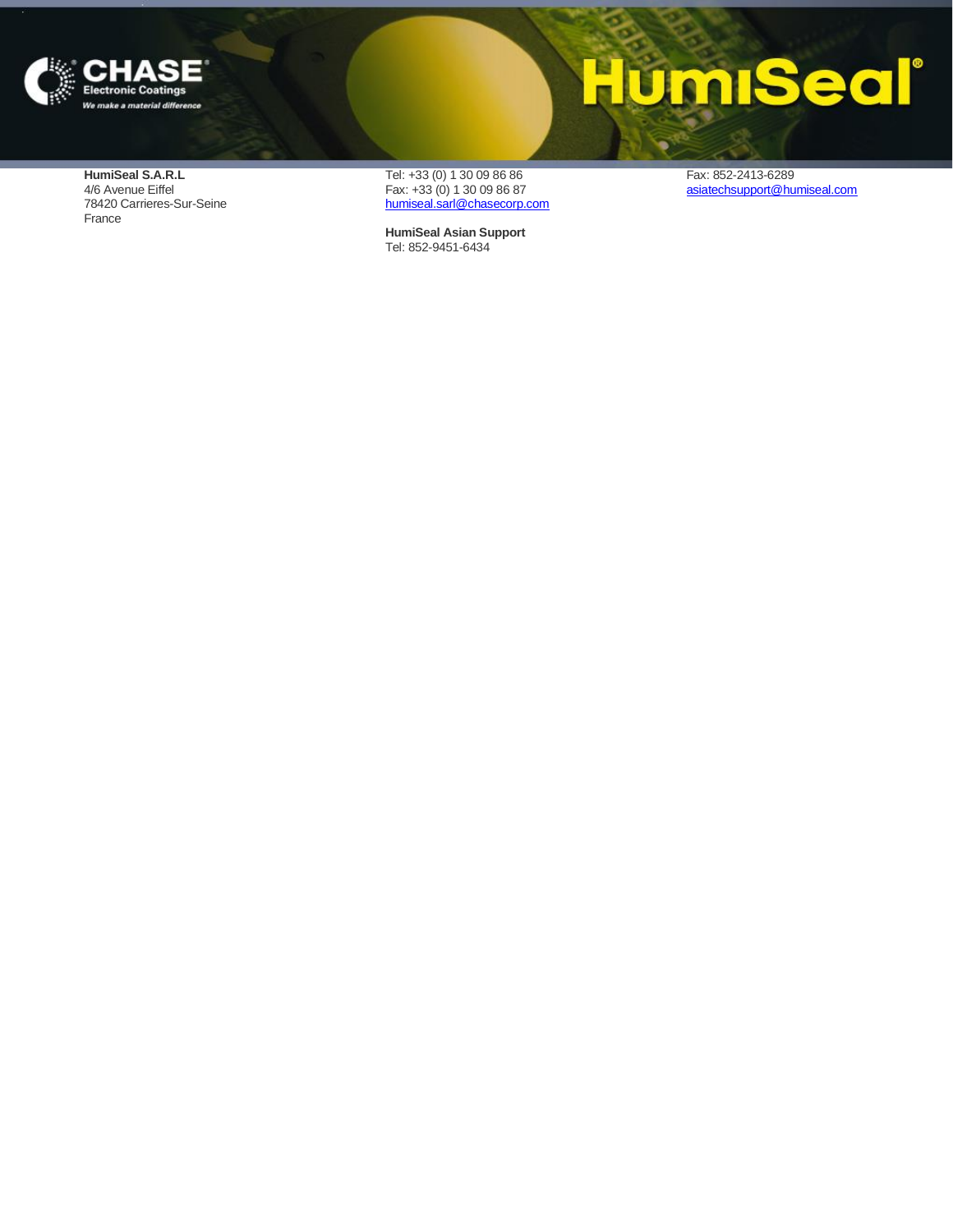**HumiSeal S.A.R.L**
4/6 Avenue Eiffel
78420 Carrieres-Sur-Seine
France

Tel: +33 (0) 1 30 09 86 86
Fax: +33 (0) 1 30 09 86 87
humiseal.sarl@chasecorp.com

**HumiSeal Asian Support**
Tel: 852-9451-6434
Fax: 852-2413-6289
asiatechsupport@humiseal.com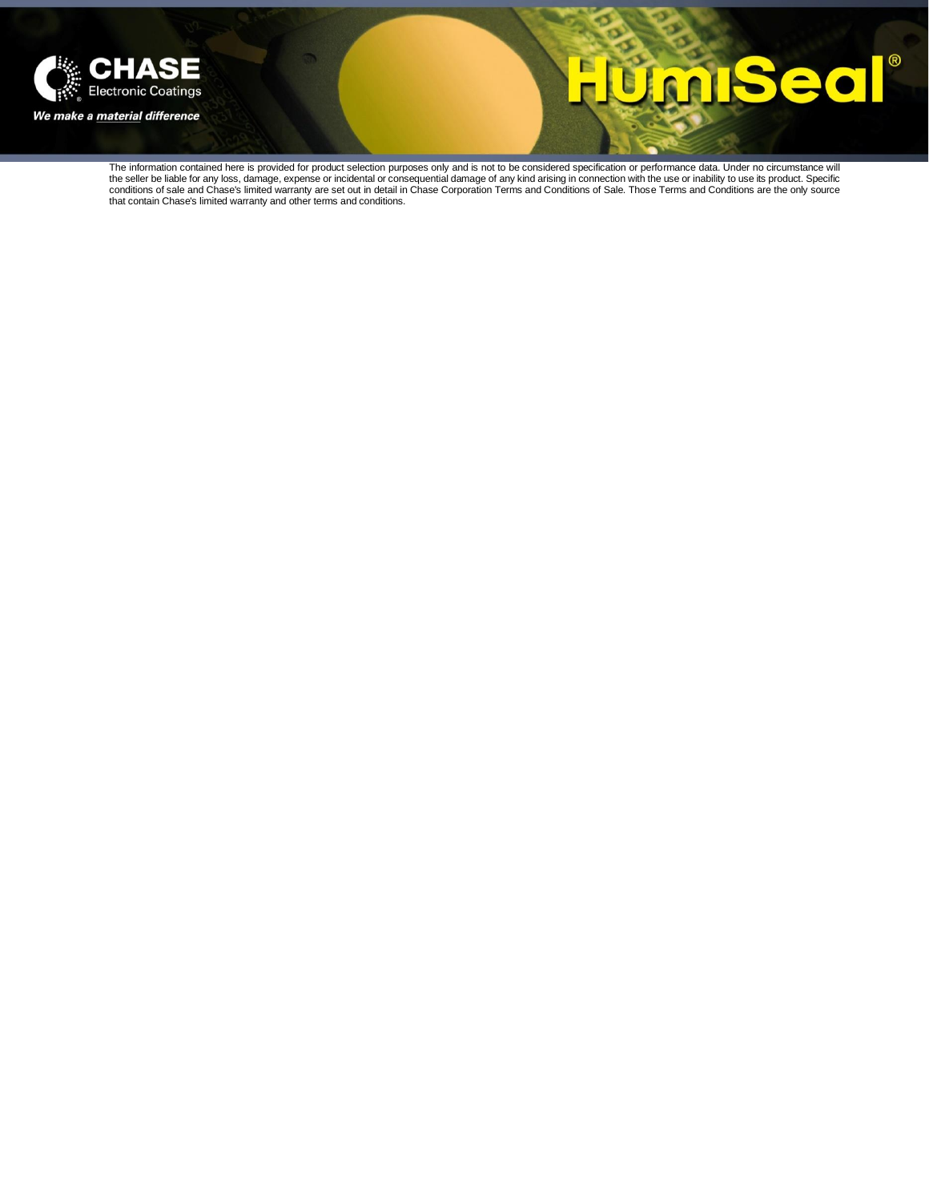The information contained here is provided for product selection purposes only and is not to be considered specification or performance data. Under no circumstance will the seller be liable for any loss, damage, expense or incidental or consequential damage of any kind arising in connection with the use or inability to use its product. Specific conditions of sale and Chase's limited warranty are set out in detail in Chase Corporation Terms and Conditions of Sale. Those Terms and Conditions are the only source that contain Chase's limited warranty and other terms and conditions.